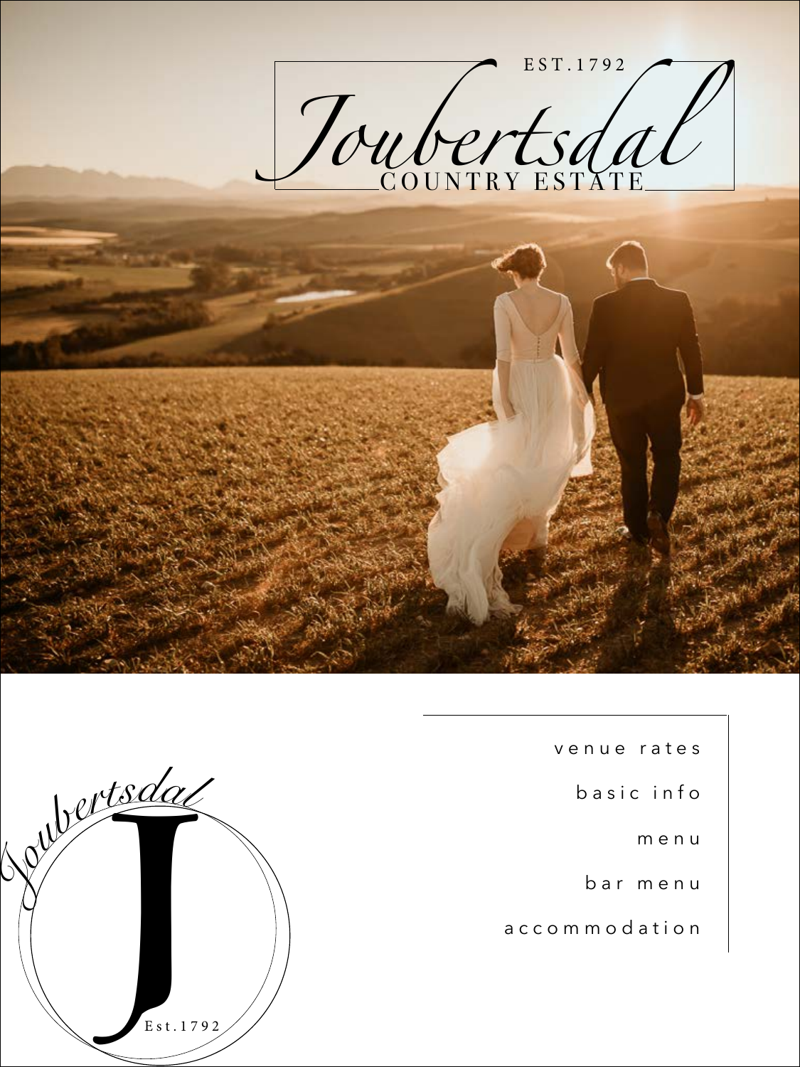EST.1792

# Joubertsdal

COUNTRY ESTATE

venue rates

basic info

menu

bar menu

accommodation

Joubertsdal

J

Est.1792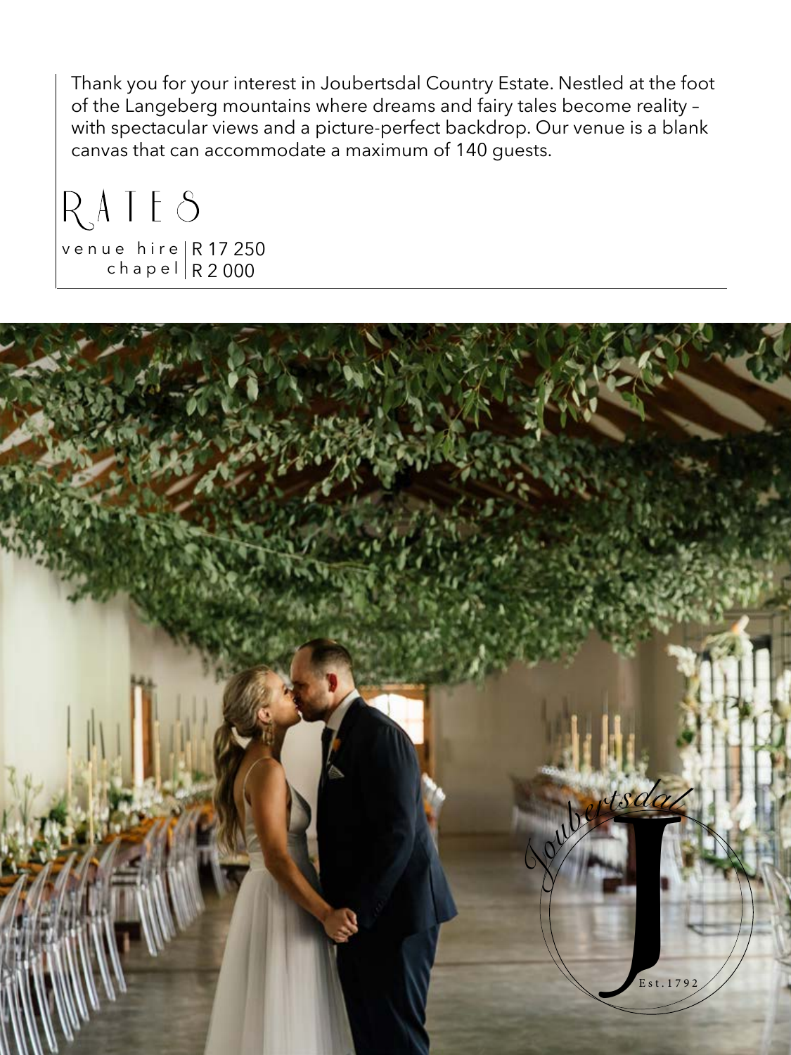Thank you for your interest in Joubertsdal Country Estate. Nestled at the foot of the Langeberg mountains where dreams and fairy tales become reality – with spectacular views and a picture-perfect backdrop. Our venue is a blank canvas that can accommodate a maximum of 140 guests.

# RATES

| | |
|---|---|
| venue hire | R 17 250 |
| chapel | R 2 000 |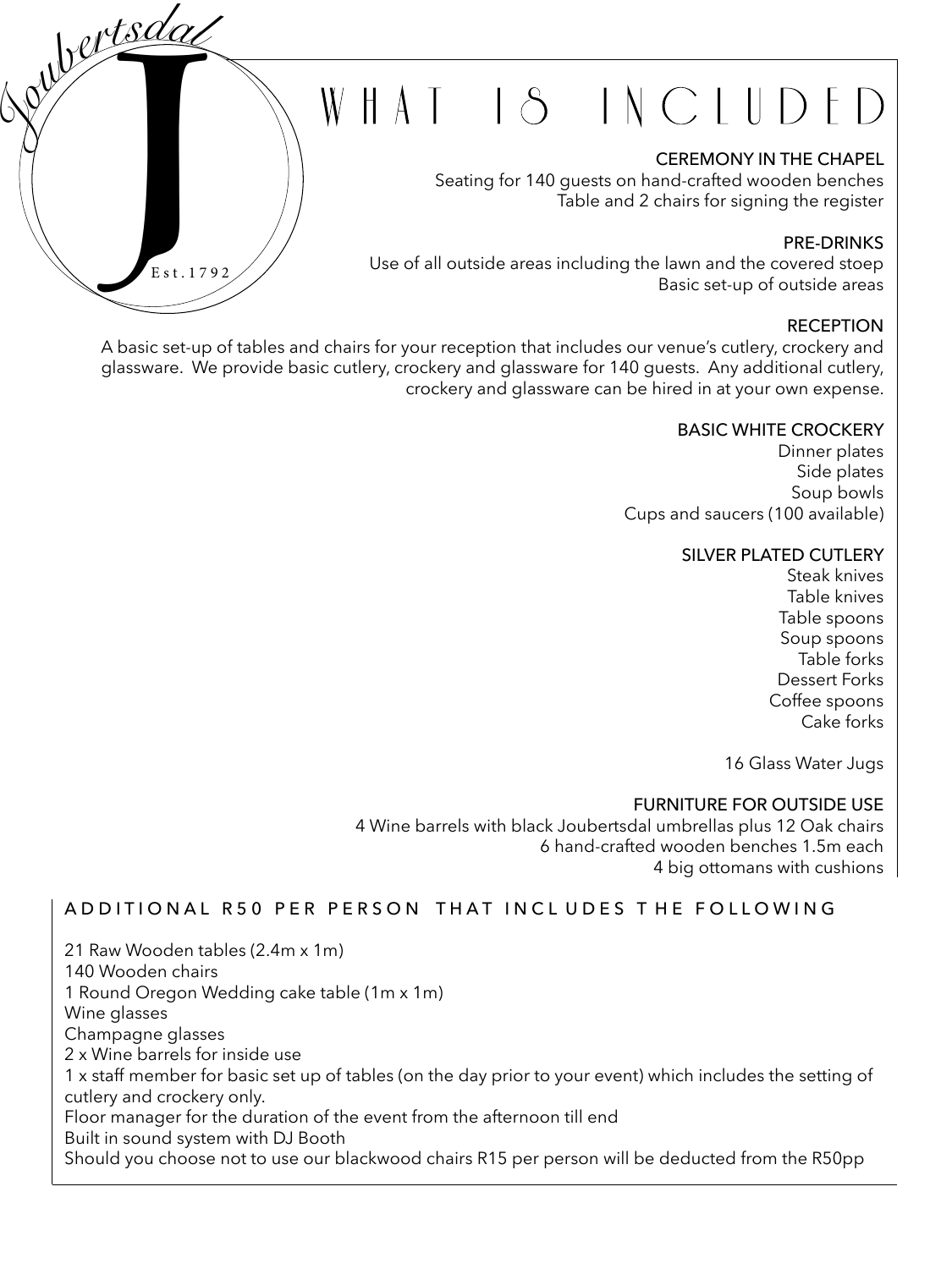Joubertsdal

J

Est.1792

# WHAT IS INCLUDED

### CEREMONY IN THE CHAPEL

Seating for 140 guests on hand-crafted wooden benches
Table and 2 chairs for signing the register

### PRE-DRINKS

Use of all outside areas including the lawn and the covered stoep
Basic set-up of outside areas

### RECEPTION

A basic set-up of tables and chairs for your reception that includes our venue's cutlery, crockery and glassware. We provide basic cutlery, crockery and glassware for 140 guests. Any additional cutlery, crockery and glassware can be hired in at your own expense.

### BASIC WHITE CROCKERY

Dinner plates
Side plates
Soup bowls
Cups and saucers (100 available)

### SILVER PLATED CUTLERY

Steak knives
Table knives
Table spoons
Soup spoons
Table forks
Dessert Forks
Coffee spoons
Cake forks

16 Glass Water Jugs

### FURNITURE FOR OUTSIDE USE

4 Wine barrels with black Joubertsdal umbrellas plus 12 Oak chairs
6 hand-crafted wooden benches 1.5m each
4 big ottomans with cushions

## ADDITIONAL R50 PER PERSON THAT INCLUDES THE FOLLOWING

21 Raw Wooden tables (2.4m x 1m)
140 Wooden chairs
1 Round Oregon Wedding cake table (1m x 1m)
Wine glasses
Champagne glasses
2 x Wine barrels for inside use
1 x staff member for basic set up of tables (on the day prior to your event) which includes the setting of cutlery and crockery only.
Floor manager for the duration of the event from the afternoon till end
Built in sound system with DJ Booth
Should you choose not to use our blackwood chairs R15 per person will be deducted from the R50pp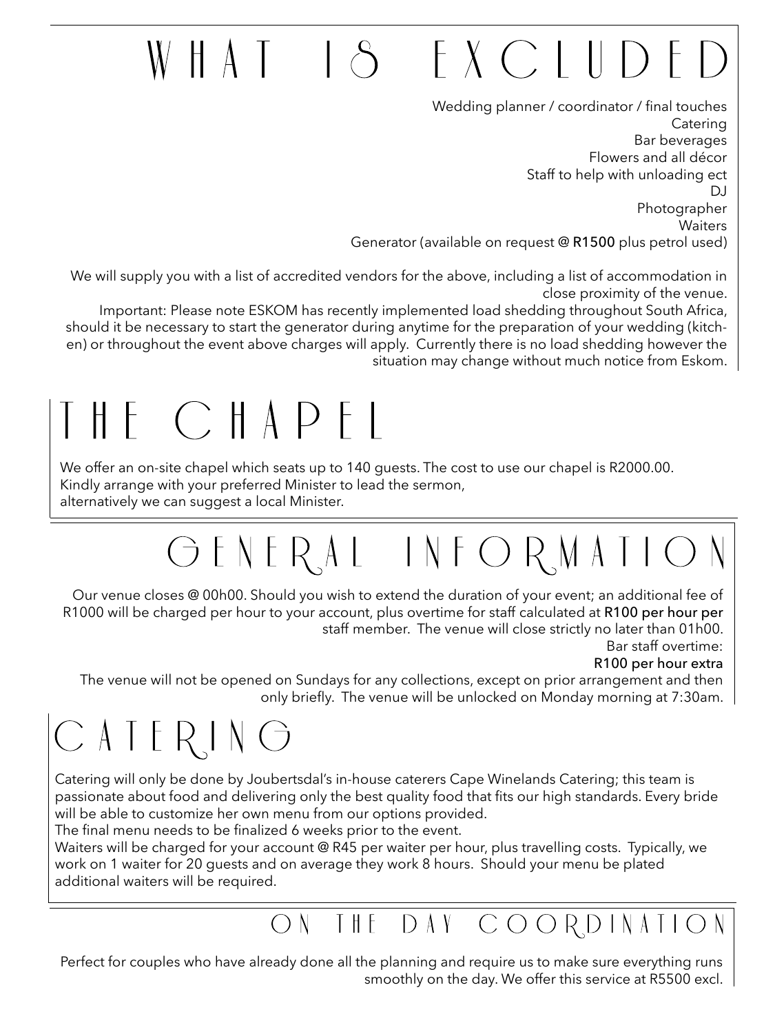# WHAT IS EXCLUDED

Wedding planner / coordinator / final touches
Catering
Bar beverages
Flowers and all décor
Staff to help with unloading ect
DJ
Photographer
Waiters
Generator (available on request @ **R1500** plus petrol used)

We will supply you with a list of accredited vendors for the above, including a list of accommodation in close proximity of the venue.

Important: Please note ESKOM has recently implemented load shedding throughout South Africa, should it be necessary to start the generator during anytime for the preparation of your wedding (kitchen) or throughout the event above charges will apply. Currently there is no load shedding however the situation may change without much notice from Eskom.

# THE CHAPEL

We offer an on-site chapel which seats up to 140 guests. The cost to use our chapel is R2000.00.
Kindly arrange with your preferred Minister to lead the sermon,
alternatively we can suggest a local Minister.

# GENERAL INFORMATION

Our venue closes @ 00h00. Should you wish to extend the duration of your event; an additional fee of R1000 will be charged per hour to your account, plus overtime for staff calculated at **R100 per hour per** staff member. The venue will close strictly no later than 01h00.

Bar staff overtime:
**R100 per hour extra**

The venue will not be opened on Sundays for any collections, except on prior arrangement and then only briefly. The venue will be unlocked on Monday morning at 7:30am.

# CATERING

Catering will only be done by Joubertsdal's in-house caterers Cape Winelands Catering; this team is passionate about food and delivering only the best quality food that fits our high standards. Every bride will be able to customize her own menu from our options provided.
The final menu needs to be finalized 6 weeks prior to the event.
Waiters will be charged for your account @ R45 per waiter per hour, plus travelling costs. Typically, we work on 1 waiter for 20 guests and on average they work 8 hours. Should your menu be plated additional waiters will be required.

# ON THE DAY COORDINATION

Perfect for couples who have already done all the planning and require us to make sure everything runs smoothly on the day. We offer this service at R5500 excl.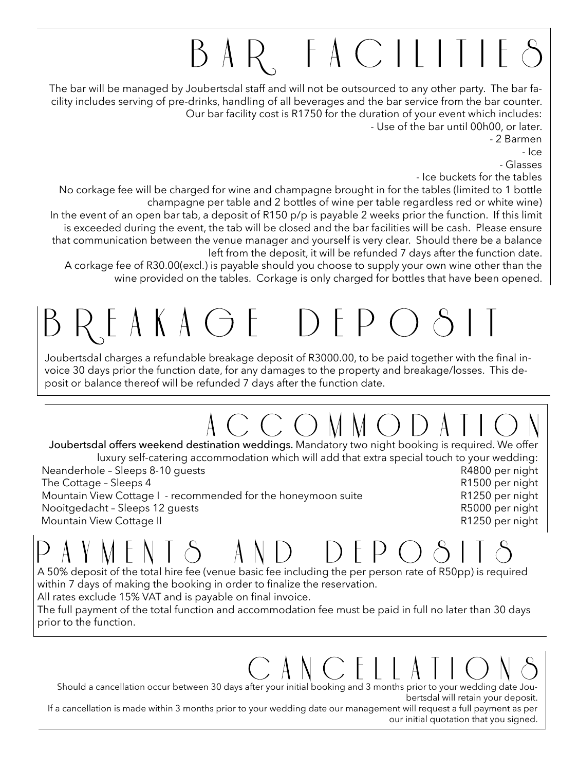# BAR FACILITIES

The bar will be managed by Joubertsdal staff and will not be outsourced to any other party. The bar facility includes serving of pre-drinks, handling of all beverages and the bar service from the bar counter.

Our bar facility cost is R1750 for the duration of your event which includes:

- Use of the bar until 00h00, or later.
- 2 Barmen
- Ice
- Glasses
- Ice buckets for the tables

No corkage fee will be charged for wine and champagne brought in for the tables (limited to 1 bottle champagne per table and 2 bottles of wine per table regardless red or white wine)

In the event of an open bar tab, a deposit of R150 p/p is payable 2 weeks prior the function. If this limit is exceeded during the event, the tab will be closed and the bar facilities will be cash. Please ensure that communication between the venue manager and yourself is very clear. Should there be a balance left from the deposit, it will be refunded 7 days after the function date.

A corkage fee of R30.00(excl.) is payable should you choose to supply your own wine other than the wine provided on the tables. Corkage is only charged for bottles that have been opened.

# BREAKAGE DEPOSIT

Joubertsdal charges a refundable breakage deposit of R3000.00, to be paid together with the final invoice 30 days prior the function date, for any damages to the property and breakage/losses. This deposit or balance thereof will be refunded 7 days after the function date.

# ACCOMMODATION

**Joubertsdal offers weekend destination weddings.** Mandatory two night booking is required. We offer luxury self-catering accommodation which will add that extra special touch to your wedding:

| Accommodation | Rate |
|---|---|
| Neanderhole – Sleeps 8-10 guests | R4800 per night |
| The Cottage – Sleeps 4 | R1500 per night |
| Mountain View Cottage I - recommended for the honeymoon suite | R1250 per night |
| Nooitgedacht – Sleeps 12 guests | R5000 per night |
| Mountain View Cottage II | R1250 per night |

# PAYMENTS AND DEPOSITS

A 50% deposit of the total hire fee (venue basic fee including the per person rate of R50pp) is required within 7 days of making the booking in order to finalize the reservation.

All rates exclude 15% VAT and is payable on final invoice.

The full payment of the total function and accommodation fee must be paid in full no later than 30 days prior to the function.

# CANCELLATIONS

Should a cancellation occur between 30 days after your initial booking and 3 months prior to your wedding date Joubertsdal will retain your deposit.

If a cancellation is made within 3 months prior to your wedding date our management will request a full payment as per our initial quotation that you signed.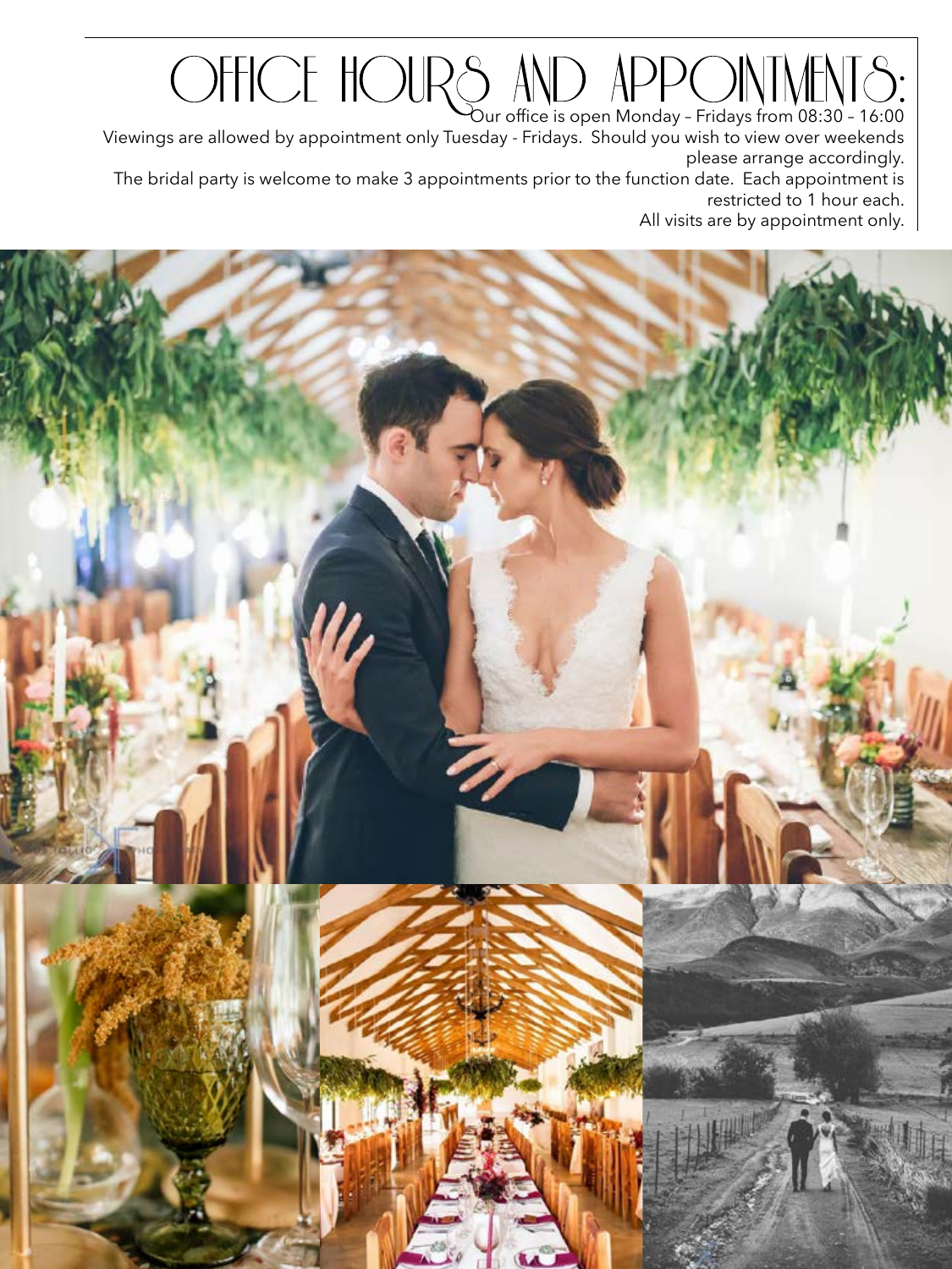# OFFICE HOURS AND APPOINTMENTS:

Our office is open Monday – Fridays from 08:30 – 16:00

Viewings are allowed by appointment only Tuesday - Fridays. Should you wish to view over weekends please arrange accordingly.

The bridal party is welcome to make 3 appointments prior to the function date. Each appointment is restricted to 1 hour each.

All visits are by appointment only.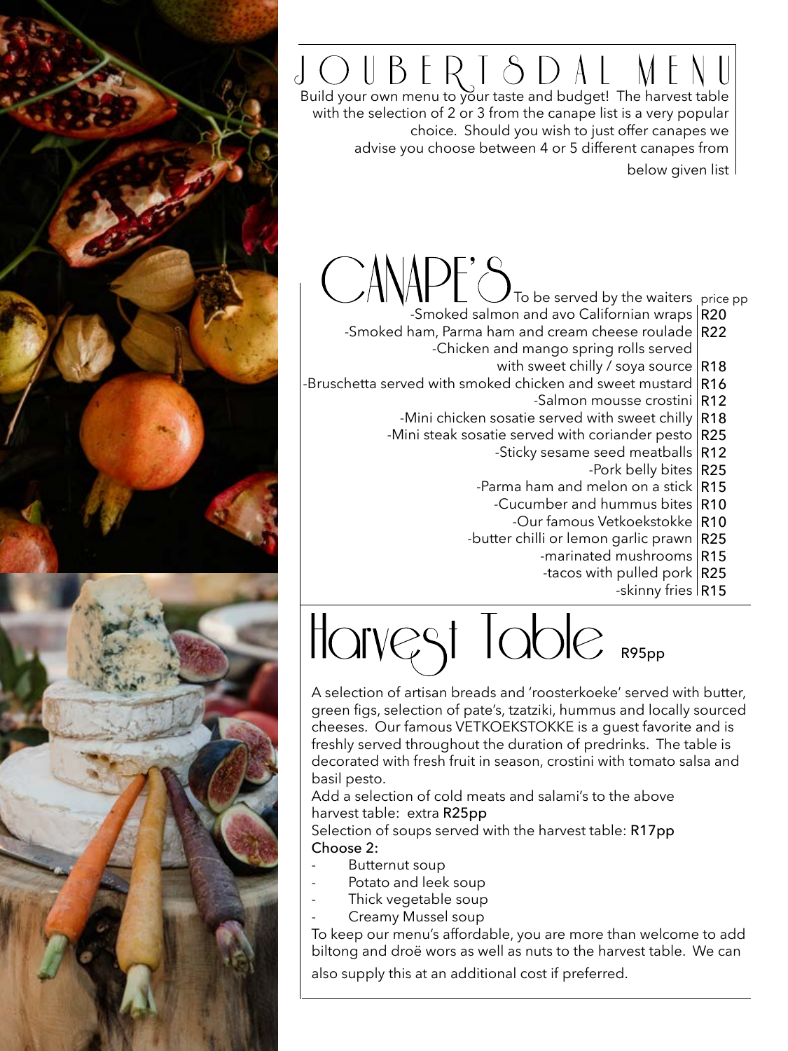# JOUBERTSDAL MENU

Build your own menu to your taste and budget! The harvest table with the selection of 2 or 3 from the canape list is a very popular choice. Should you wish to just offer canapes we advise you choose between 4 or 5 different canapes from below given list

## CANAPE'S

| To be served by the waiters | price pp |
|---|---|
| -Smoked salmon and avo Californian wraps | R20 |
| -Smoked ham, Parma ham and cream cheese roulade | R22 |
| -Chicken and mango spring rolls served with sweet chilly / soya source | R18 |
| -Bruschetta served with smoked chicken and sweet mustard | R16 |
| -Salmon mousse crostini | R12 |
| -Mini chicken sosatie served with sweet chilly | R18 |
| -Mini steak sosatie served with coriander pesto | R25 |
| -Sticky sesame seed meatballs | R12 |
| -Pork belly bites | R25 |
| -Parma ham and melon on a stick | R15 |
| -Cucumber and hummus bites | R10 |
| -Our famous Vetkoekstokke | R10 |
| -butter chilli or lemon garlic prawn | R25 |
| -marinated mushrooms | R15 |
| -tacos with pulled pork | R25 |
| -skinny fries | R15 |

## Harvest Table R95pp

A selection of artisan breads and 'roosterkoeke' served with butter, green figs, selection of pate's, tzatziki, hummus and locally sourced cheeses. Our famous VETKOEKSTOKKE is a guest favorite and is freshly served throughout the duration of predrinks. The table is decorated with fresh fruit in season, crostini with tomato salsa and basil pesto.

Add a selection of cold meats and salami's to the above harvest table: extra R25pp

Selection of soups served with the harvest table: R17pp

Choose 2:

- Butternut soup
- Potato and leek soup
- Thick vegetable soup
- Creamy Mussel soup

To keep our menu's affordable, you are more than welcome to add biltong and droë wors as well as nuts to the harvest table. We can also supply this at an additional cost if preferred.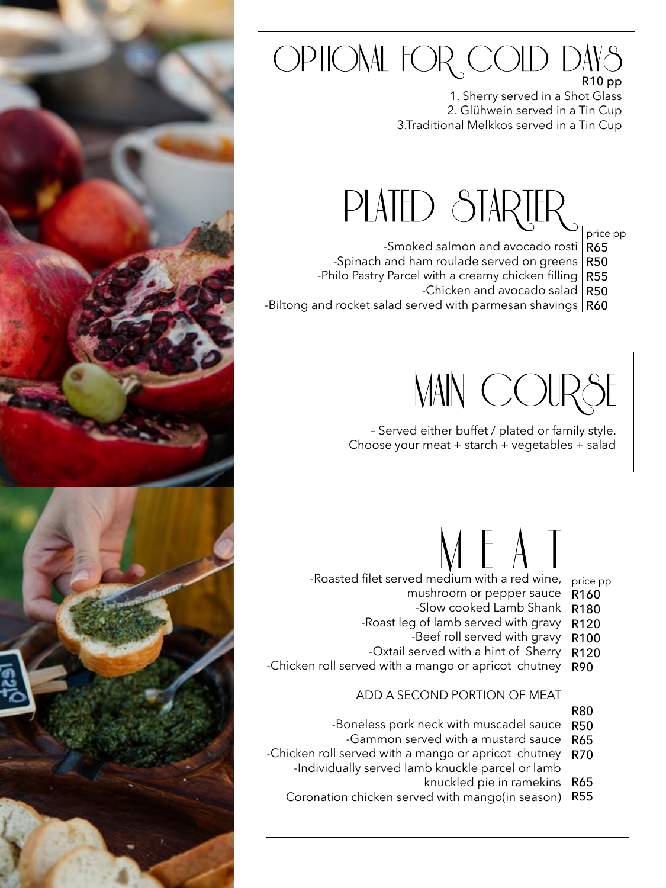# OPTIONAL FOR COLD DAYS

R10 pp

1. Sherry served in a Shot Glass
2. Glühwein served in a Tin Cup
3. Traditional Melkkos served in a Tin Cup

# PLATED STARTER

| | price pp |
|---|---|
| -Smoked salmon and avocado rosti | R65 |
| -Spinach and ham roulade served on greens | R50 |
| -Philo Pastry Parcel with a creamy chicken filling | R55 |
| -Chicken and avocado salad | R50 |
| -Biltong and rocket salad served with parmesan shavings | R60 |

# MAIN COURSE

– Served either buffet / plated or family style.
Choose your meat + starch + vegetables + salad

## MEAT

| | price pp |
|---|---|
| -Roasted filet served medium with a red wine, mushroom or pepper sauce | R160 |
| -Slow cooked Lamb Shank | R180 |
| -Roast leg of lamb served with gravy | R120 |
| -Beef roll served with gravy | R100 |
| -Oxtail served with a hint of Sherry | R120 |
| -Chicken roll served with a mango or apricot chutney | R90 |

### ADD A SECOND PORTION OF MEAT

| | |
|---|---|
| | R80 |
| -Boneless pork neck with muscadel sauce | R50 |
| -Gammon served with a mustard sauce | R65 |
| -Chicken roll served with a mango or apricot chutney | R70 |
| -Individually served lamb knuckle parcel or lamb knuckled pie in ramekins | R65 |
| Coronation chicken served with mango(in season) | R55 |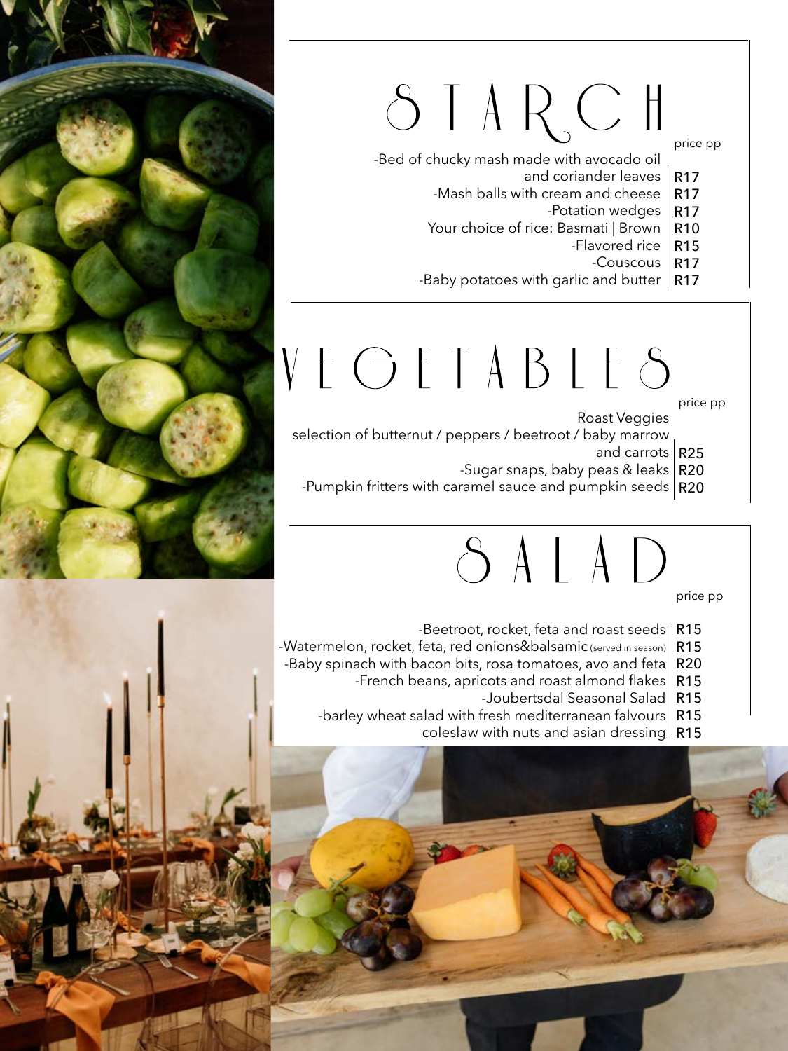# STARCH

| | price pp |
|---|---|
| -Bed of chucky mash made with avocado oil and coriander leaves | R17 |
| -Mash balls with cream and cheese | R17 |
| -Potation wedges | R17 |
| Your choice of rice: Basmati \| Brown | R10 |
| -Flavored rice | R15 |
| -Couscous | R17 |
| -Baby potatoes with garlic and butter | R17 |

# VEGETABLES

| | price pp |
|---|---|
| Roast Veggies selection of butternut / peppers / beetroot / baby marrow and carrots | R25 |
| -Sugar snaps, baby peas & leaks | R20 |
| -Pumpkin fritters with caramel sauce and pumpkin seeds | R20 |

# SALAD

| | price pp |
|---|---|
| -Beetroot, rocket, feta and roast seeds | R15 |
| -Watermelon, rocket, feta, red onions&balsamic (served in season) | R15 |
| -Baby spinach with bacon bits, rosa tomatoes, avo and feta | R20 |
| -French beans, apricots and roast almond flakes | R15 |
| -Joubertsdal Seasonal Salad | R15 |
| -barley wheat salad with fresh mediterranean falvours | R15 |
| coleslaw with nuts and asian dressing | R15 |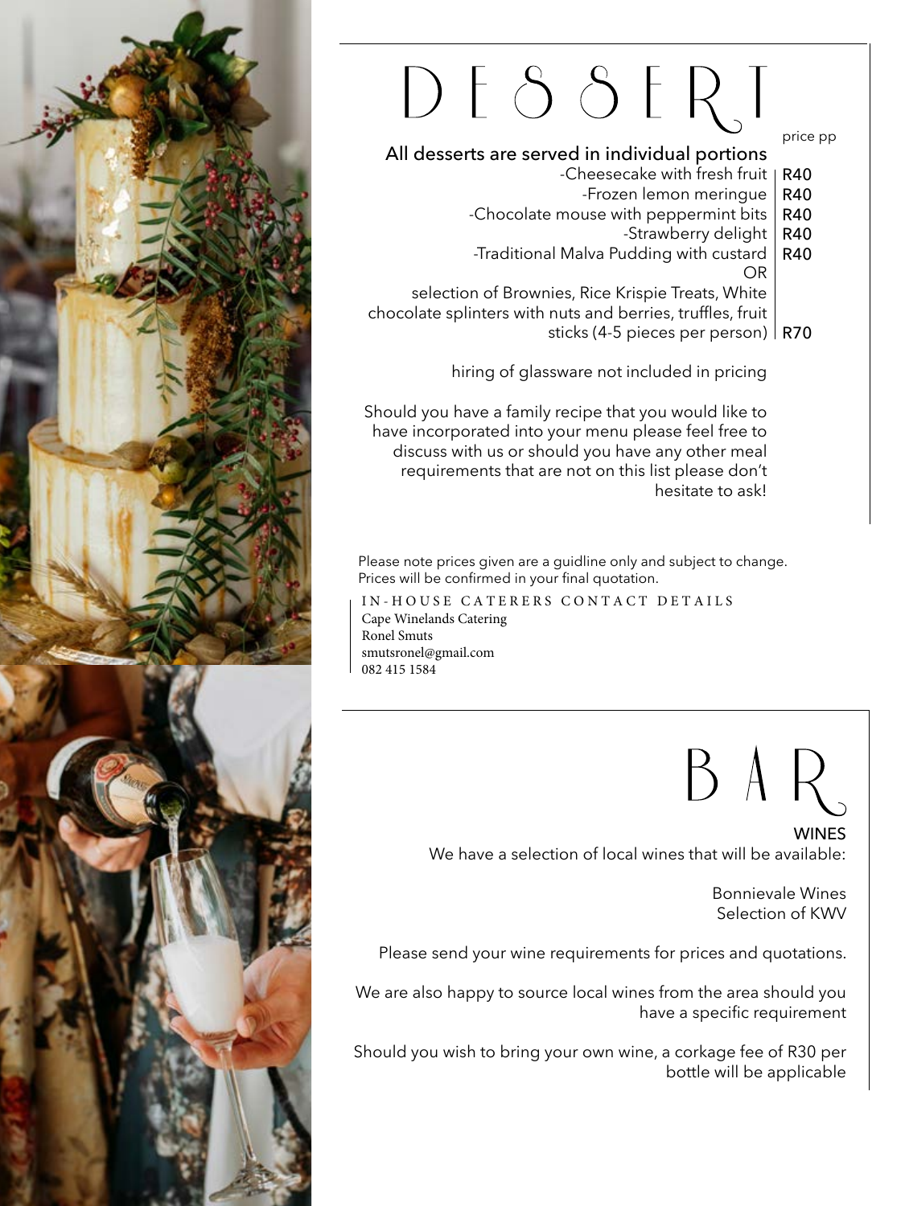# DESSERT

All desserts are served in individual portions

| Item | price pp |
| --- | --- |
| -Cheesecake with fresh fruit | R40 |
| -Frozen lemon meringue | R40 |
| -Chocolate mouse with peppermint bits | R40 |
| -Strawberry delight | R40 |
| -Traditional Malva Pudding with custard | R40 |
| OR | |
| selection of Brownies, Rice Krispie Treats, White chocolate splinters with nuts and berries, truffles, fruit sticks (4-5 pieces per person) | R70 |

hiring of glassware not included in pricing

Should you have a family recipe that you would like to have incorporated into your menu please feel free to discuss with us or should you have any other meal requirements that are not on this list please don't hesitate to ask!

Please note prices given are a guidline only and subject to change. Prices will be confirmed in your final quotation.

IN-HOUSE CATERERS CONTACT DETAILS
Cape Winelands Catering
Ronel Smuts
smutsronel@gmail.com
082 415 1584

# BAR

**WINES**

We have a selection of local wines that will be available:

Bonnievale Wines
Selection of KWV

Please send your wine requirements for prices and quotations.

We are also happy to source local wines from the area should you have a specific requirement

Should you wish to bring your own wine, a corkage fee of R30 per bottle will be applicable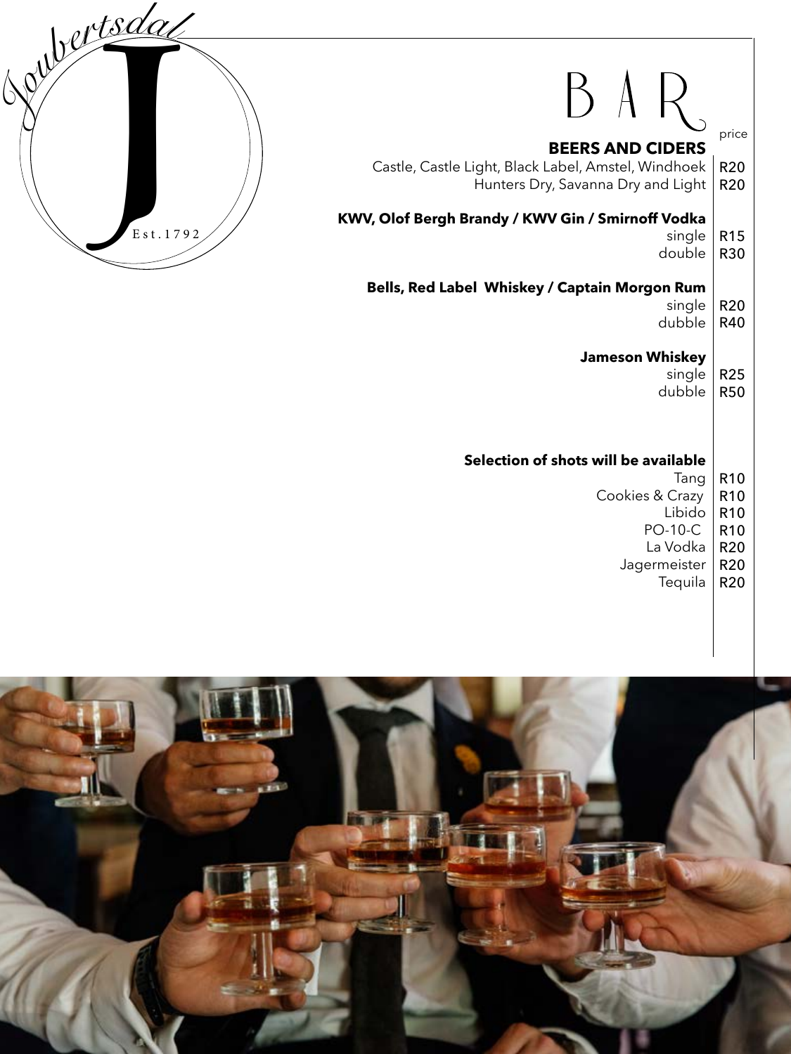Joubertsdal

J

Est.1792

# BAR

| | price |
|---|---|
| **BEERS AND CIDERS** | |
| Castle, Castle Light, Black Label, Amstel, Windhoek | R20 |
| Hunters Dry, Savanna Dry and Light | R20 |
| **KWV, Olof Bergh Brandy / KWV Gin / Smirnoff Vodka** | |
| single | R15 |
| double | R30 |
| **Bells, Red Label Whiskey / Captain Morgon Rum** | |
| single | R20 |
| dubble | R40 |
| **Jameson Whiskey** | |
| single | R25 |
| dubble | R50 |
| **Selection of shots will be available** | |
| Tang | R10 |
| Cookies & Crazy | R10 |
| Libido | R10 |
| PO-10-C | R10 |
| La Vodka | R20 |
| Jagermeister | R20 |
| Tequila | R20 |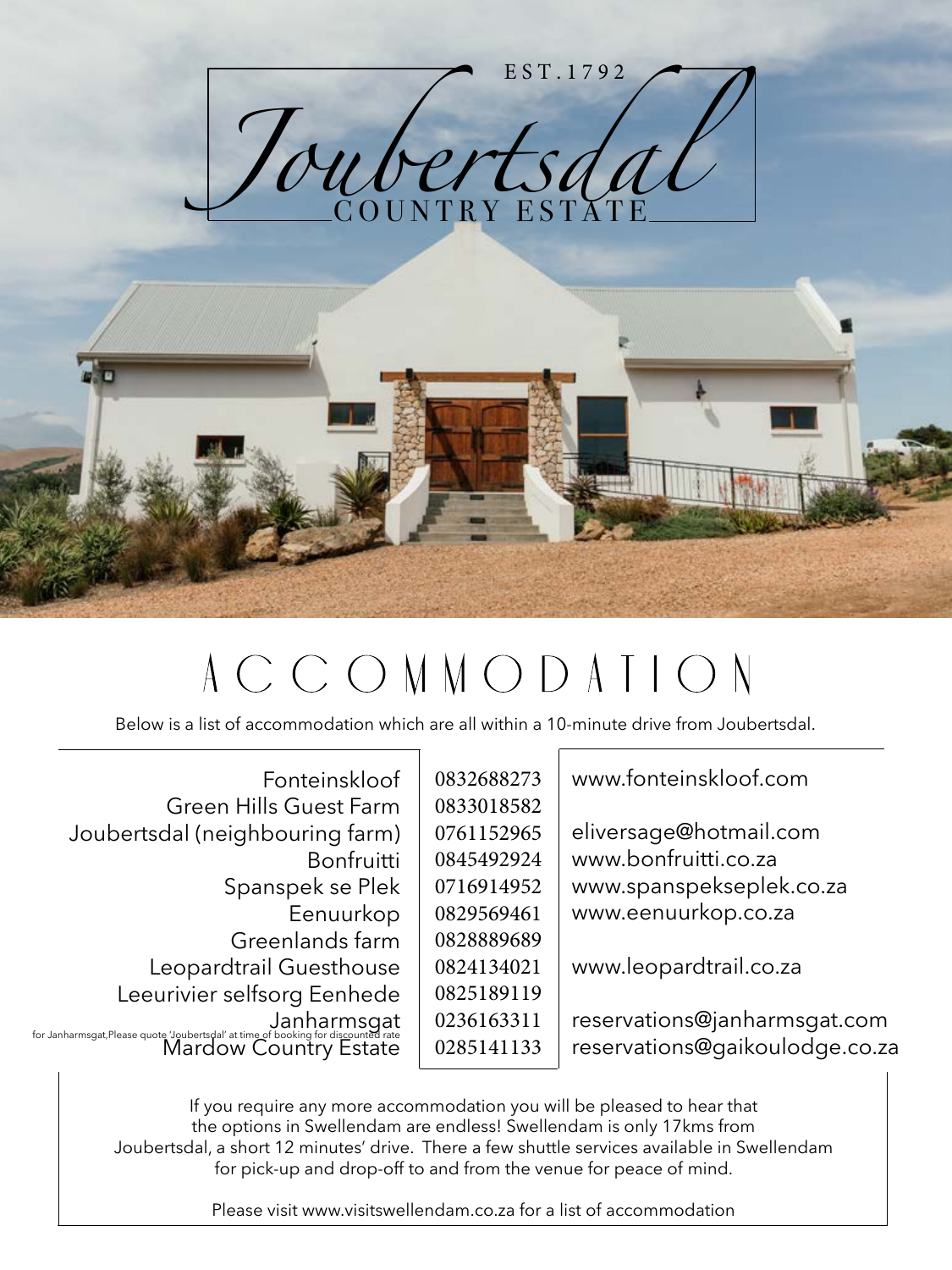EST.1792

Joubertsdal

COUNTRY ESTATE

# ACCOMMODATION

Below is a list of accommodation which are all within a 10-minute drive from Joubertsdal.

| | | |
|---|---|---|
| Fonteinskloof | 0832688273 | www.fonteinskloof.com |
| Green Hills Guest Farm | 0833018582 | |
| Joubertsdal (neighbouring farm) | 0761152965 | eliversage@hotmail.com |
| Bonfruitti | 0845492924 | www.bonfruitti.co.za |
| Spanspek se Plek | 0716914952 | www.spanspekseplek.co.za |
| Eenuurkop | 0829569461 | www.eenuurkop.co.za |
| Greenlands farm | 0828889689 | |
| Leopardtrail Guesthouse | 0824134021 | www.leopardtrail.co.za |
| Leeurivier selfsorg Eenhede | 0825189119 | |
| Janharmsgat<br>for Janharmsgat,Please quote 'Joubertsdal' at time of booking for discounted rate | 0236163311 | reservations@janharmsgat.com |
| Mardow Country Estate | 0285141133 | reservations@gaikoulodge.co.za |

If you require any more accommodation you will be pleased to hear that the options in Swellendam are endless! Swellendam is only 17kms from Joubertsdal, a short 12 minutes' drive. There a few shuttle services available in Swellendam for pick-up and drop-off to and from the venue for peace of mind.

Please visit www.visitswellendam.co.za for a list of accommodation